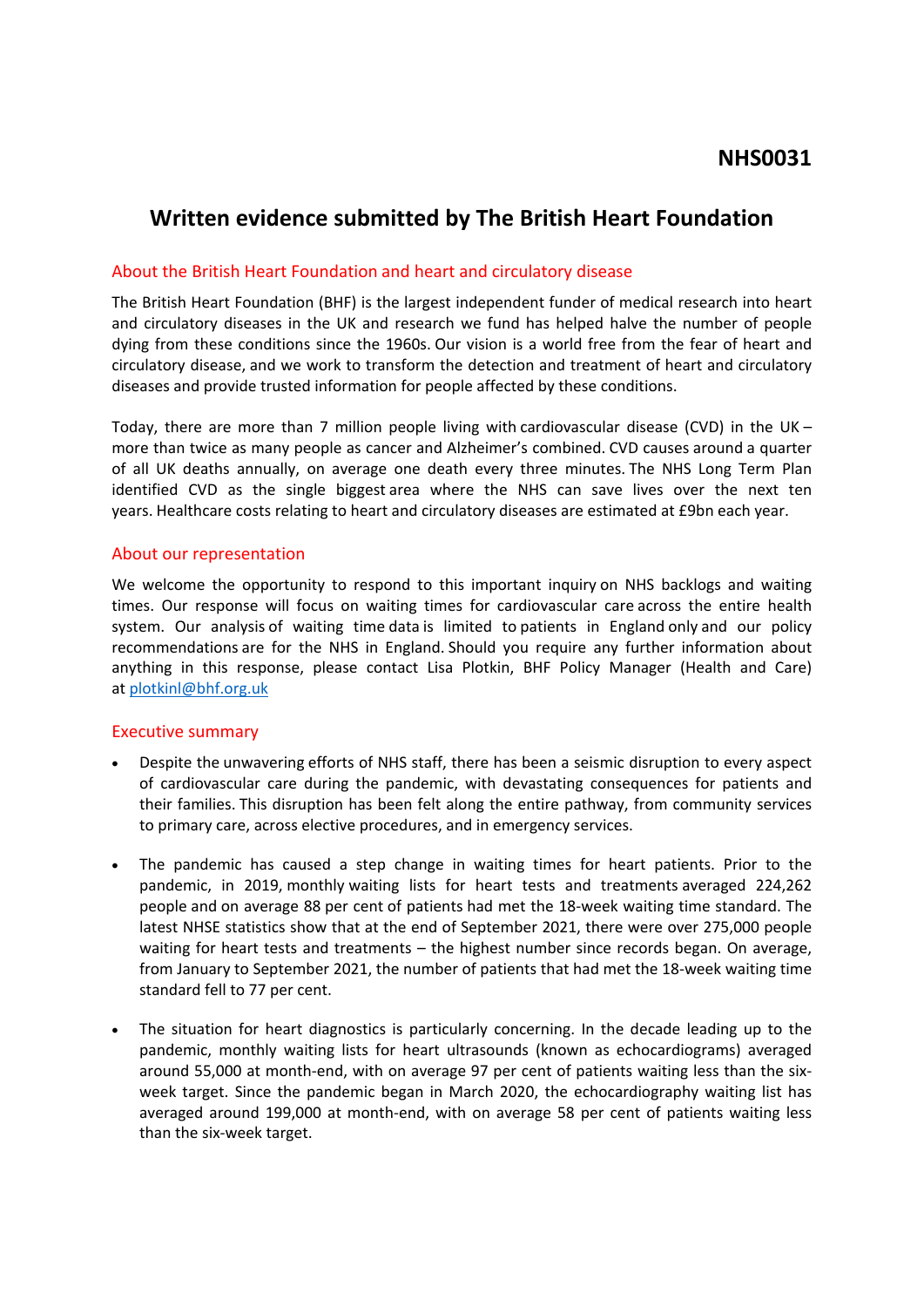**NHS0031**

# Written evidence submitted by The British Heart Foundation

## About the British Heart Foundation and heart and circulatory disease

The British Heart Foundation (BHF) is the largest independent funder of medical research into heart and circulatory diseases in the UK and research we fund has helped halve the number of people dying from these conditions since the 1960s. Our vision is a world free from the fear of heart and circulatory disease, and we work to transform the detection and treatment of heart and circulatory diseases and provide trusted information for people affected by these conditions.

Today, there are more than 7 million people living with cardiovascular disease (CVD) in the UK – more than twice as many people as cancer and Alzheimer's combined. CVD causes around a quarter of all UK deaths annually, on average one death every three minutes. The NHS Long Term Plan identified CVD as the single biggest area where the NHS can save lives over the next ten years. Healthcare costs relating to heart and circulatory diseases are estimated at £9bn each year.

## About our representation

We welcome the opportunity to respond to this important inquiry on NHS backlogs and waiting times. Our response will focus on waiting times for cardiovascular care across the entire health system. Our analysis of waiting time data is limited to patients in England only and our policy recommendations are for the NHS in England. Should you require any further information about anything in this response, please contact Lisa Plotkin, BHF Policy Manager (Health and Care) at plotkinl@bhf.org.uk

## Executive summary

- Despite the unwavering efforts of NHS staff, there has been a seismic disruption to every aspect of cardiovascular care during the pandemic, with devastating consequences for patients and their families. This disruption has been felt along the entire pathway, from community services to primary care, across elective procedures, and in emergency services.

- The pandemic has caused a step change in waiting times for heart patients. Prior to the pandemic, in 2019, monthly waiting lists for heart tests and treatments averaged 224,262 people and on average 88 per cent of patients had met the 18-week waiting time standard. The latest NHSE statistics show that at the end of September 2021, there were over 275,000 people waiting for heart tests and treatments – the highest number since records began. On average, from January to September 2021, the number of patients that had met the 18-week waiting time standard fell to 77 per cent.

- The situation for heart diagnostics is particularly concerning. In the decade leading up to the pandemic, monthly waiting lists for heart ultrasounds (known as echocardiograms) averaged around 55,000 at month-end, with on average 97 per cent of patients waiting less than the six-week target. Since the pandemic began in March 2020, the echocardiography waiting list has averaged around 199,000 at month-end, with on average 58 per cent of patients waiting less than the six-week target.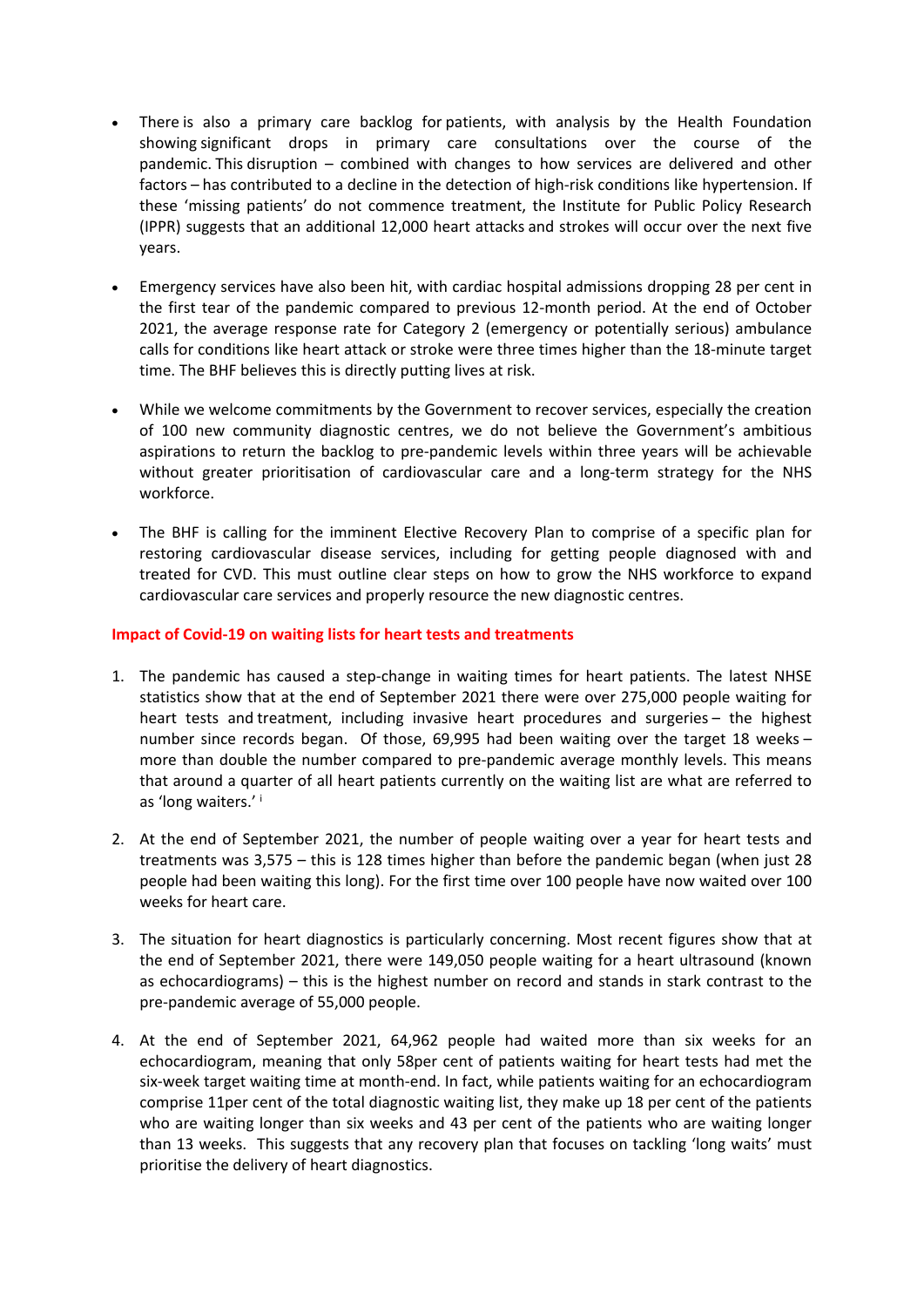- There is also a primary care backlog for patients, with analysis by the Health Foundation showing significant drops in primary care consultations over the course of the pandemic. This disruption – combined with changes to how services are delivered and other factors – has contributed to a decline in the detection of high-risk conditions like hypertension. If these 'missing patients' do not commence treatment, the Institute for Public Policy Research (IPPR) suggests that an additional 12,000 heart attacks and strokes will occur over the next five years.

- Emergency services have also been hit, with cardiac hospital admissions dropping 28 per cent in the first tear of the pandemic compared to previous 12-month period. At the end of October 2021, the average response rate for Category 2 (emergency or potentially serious) ambulance calls for conditions like heart attack or stroke were three times higher than the 18-minute target time. The BHF believes this is directly putting lives at risk.

- While we welcome commitments by the Government to recover services, especially the creation of 100 new community diagnostic centres, we do not believe the Government's ambitious aspirations to return the backlog to pre-pandemic levels within three years will be achievable without greater prioritisation of cardiovascular care and a long-term strategy for the NHS workforce.

- The BHF is calling for the imminent Elective Recovery Plan to comprise of a specific plan for restoring cardiovascular disease services, including for getting people diagnosed with and treated for CVD. This must outline clear steps on how to grow the NHS workforce to expand cardiovascular care services and properly resource the new diagnostic centres.

## Impact of Covid-19 on waiting lists for heart tests and treatments

1. The pandemic has caused a step-change in waiting times for heart patients. The latest NHSE statistics show that at the end of September 2021 there were over 275,000 people waiting for heart tests and treatment, including invasive heart procedures and surgeries – the highest number since records began. Of those, 69,995 had been waiting over the target 18 weeks – more than double the number compared to pre-pandemic average monthly levels. This means that around a quarter of all heart patients currently on the waiting list are what are referred to as 'long waiters.' [i]

2. At the end of September 2021, the number of people waiting over a year for heart tests and treatments was 3,575 – this is 128 times higher than before the pandemic began (when just 28 people had been waiting this long). For the first time over 100 people have now waited over 100 weeks for heart care.

3. The situation for heart diagnostics is particularly concerning. Most recent figures show that at the end of September 2021, there were 149,050 people waiting for a heart ultrasound (known as echocardiograms) – this is the highest number on record and stands in stark contrast to the pre-pandemic average of 55,000 people.

4. At the end of September 2021, 64,962 people had waited more than six weeks for an echocardiogram, meaning that only 58per cent of patients waiting for heart tests had met the six-week target waiting time at month-end. In fact, while patients waiting for an echocardiogram comprise 11per cent of the total diagnostic waiting list, they make up 18 per cent of the patients who are waiting longer than six weeks and 43 per cent of the patients who are waiting longer than 13 weeks. This suggests that any recovery plan that focuses on tackling 'long waits' must prioritise the delivery of heart diagnostics.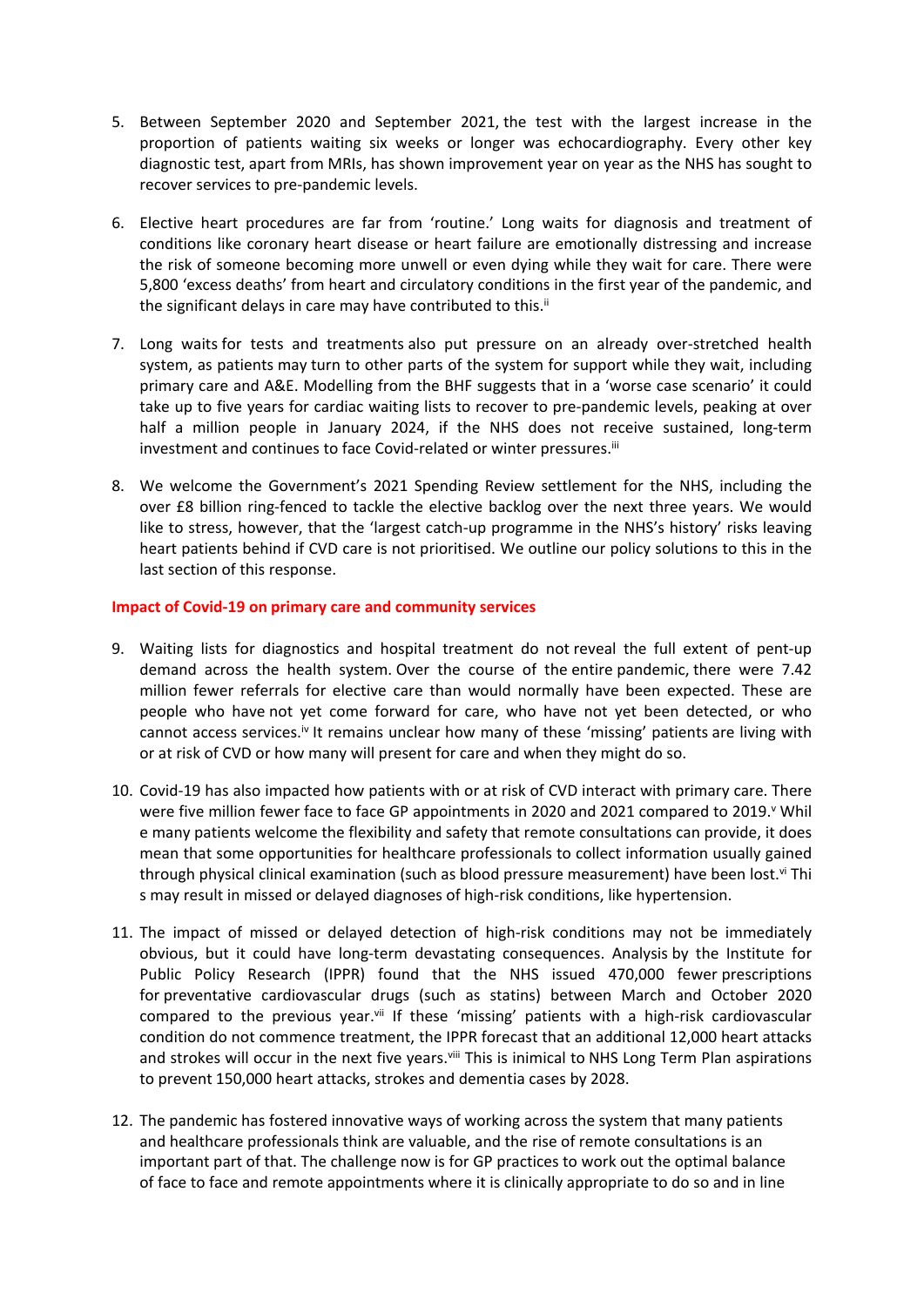5. Between September 2020 and September 2021, the test with the largest increase in the proportion of patients waiting six weeks or longer was echocardiography. Every other key diagnostic test, apart from MRIs, has shown improvement year on year as the NHS has sought to recover services to pre-pandemic levels.

6. Elective heart procedures are far from 'routine.' Long waits for diagnosis and treatment of conditions like coronary heart disease or heart failure are emotionally distressing and increase the risk of someone becoming more unwell or even dying while they wait for care. There were 5,800 'excess deaths' from heart and circulatory conditions in the first year of the pandemic, and the significant delays in care may have contributed to this.[ii]

7. Long waits for tests and treatments also put pressure on an already over-stretched health system, as patients may turn to other parts of the system for support while they wait, including primary care and A&E. Modelling from the BHF suggests that in a 'worse case scenario' it could take up to five years for cardiac waiting lists to recover to pre-pandemic levels, peaking at over half a million people in January 2024, if the NHS does not receive sustained, long-term investment and continues to face Covid-related or winter pressures.[iii]

8. We welcome the Government's 2021 Spending Review settlement for the NHS, including the over £8 billion ring-fenced to tackle the elective backlog over the next three years. We would like to stress, however, that the 'largest catch-up programme in the NHS's history' risks leaving heart patients behind if CVD care is not prioritised. We outline our policy solutions to this in the last section of this response.

**Impact of Covid-19 on primary care and community services**

9. Waiting lists for diagnostics and hospital treatment do not reveal the full extent of pent-up demand across the health system. Over the course of the entire pandemic, there were 7.42 million fewer referrals for elective care than would normally have been expected. These are people who have not yet come forward for care, who have not yet been detected, or who cannot access services.[iv] It remains unclear how many of these 'missing' patients are living with or at risk of CVD or how many will present for care and when they might do so.

10. Covid-19 has also impacted how patients with or at risk of CVD interact with primary care. There were five million fewer face to face GP appointments in 2020 and 2021 compared to 2019.[v] While many patients welcome the flexibility and safety that remote consultations can provide, it does mean that some opportunities for healthcare professionals to collect information usually gained through physical clinical examination (such as blood pressure measurement) have been lost.[vi] This may result in missed or delayed diagnoses of high-risk conditions, like hypertension.

11. The impact of missed or delayed detection of high-risk conditions may not be immediately obvious, but it could have long-term devastating consequences. Analysis by the Institute for Public Policy Research (IPPR) found that the NHS issued 470,000 fewer prescriptions for preventative cardiovascular drugs (such as statins) between March and October 2020 compared to the previous year.[vii] If these 'missing' patients with a high-risk cardiovascular condition do not commence treatment, the IPPR forecast that an additional 12,000 heart attacks and strokes will occur in the next five years.[viii] This is inimical to NHS Long Term Plan aspirations to prevent 150,000 heart attacks, strokes and dementia cases by 2028.

12. The pandemic has fostered innovative ways of working across the system that many patients and healthcare professionals think are valuable, and the rise of remote consultations is an important part of that. The challenge now is for GP practices to work out the optimal balance of face to face and remote appointments where it is clinically appropriate to do so and in line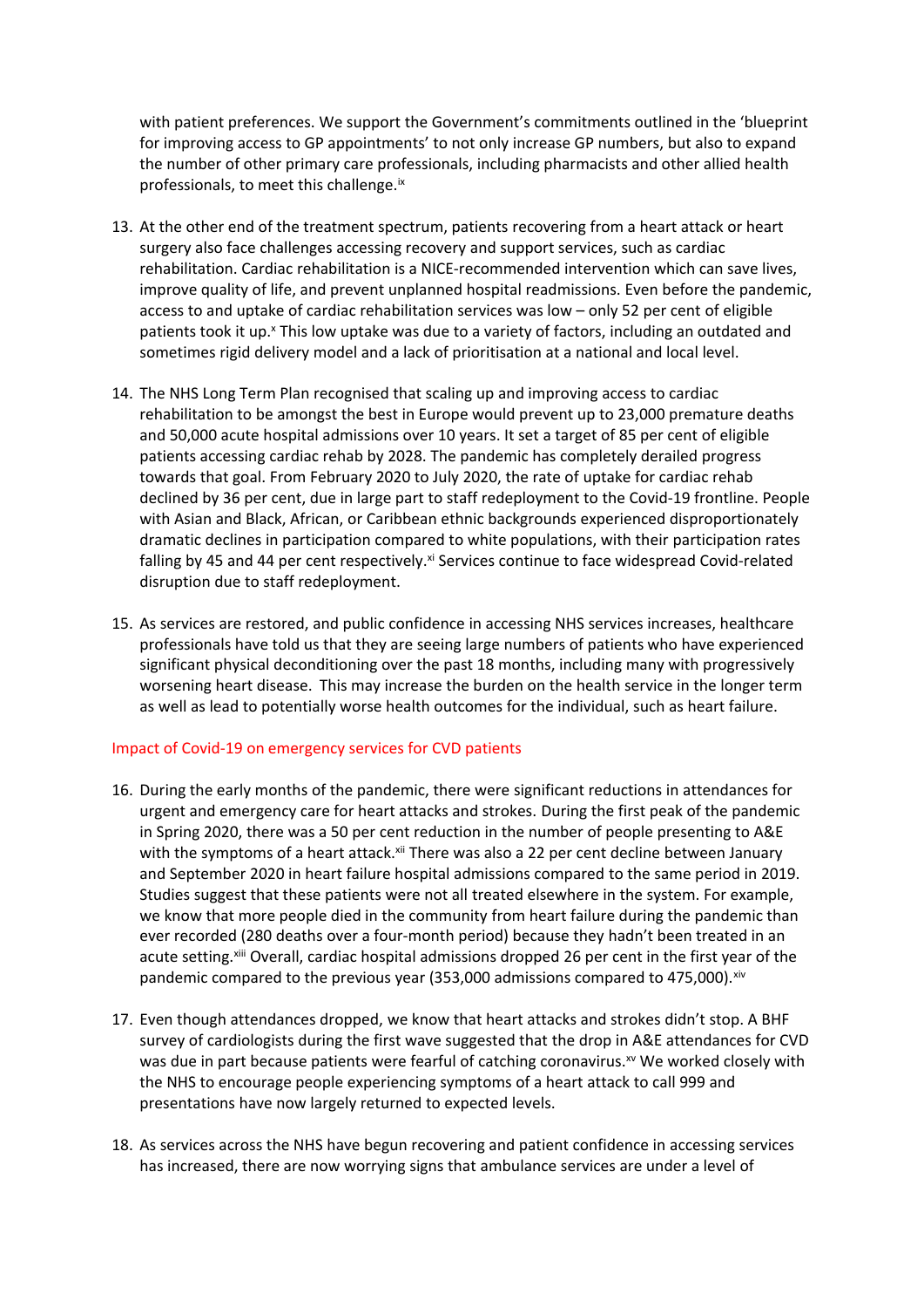with patient preferences. We support the Government's commitments outlined in the 'blueprint for improving access to GP appointments' to not only increase GP numbers, but also to expand the number of other primary care professionals, including pharmacists and other allied health professionals, to meet this challenge.[ix]

13. At the other end of the treatment spectrum, patients recovering from a heart attack or heart surgery also face challenges accessing recovery and support services, such as cardiac rehabilitation. Cardiac rehabilitation is a NICE-recommended intervention which can save lives, improve quality of life, and prevent unplanned hospital readmissions. Even before the pandemic, access to and uptake of cardiac rehabilitation services was low – only 52 per cent of eligible patients took it up.[x] This low uptake was due to a variety of factors, including an outdated and sometimes rigid delivery model and a lack of prioritisation at a national and local level.

14. The NHS Long Term Plan recognised that scaling up and improving access to cardiac rehabilitation to be amongst the best in Europe would prevent up to 23,000 premature deaths and 50,000 acute hospital admissions over 10 years. It set a target of 85 per cent of eligible patients accessing cardiac rehab by 2028. The pandemic has completely derailed progress towards that goal. From February 2020 to July 2020, the rate of uptake for cardiac rehab declined by 36 per cent, due in large part to staff redeployment to the Covid-19 frontline. People with Asian and Black, African, or Caribbean ethnic backgrounds experienced disproportionately dramatic declines in participation compared to white populations, with their participation rates falling by 45 and 44 per cent respectively.[xi] Services continue to face widespread Covid-related disruption due to staff redeployment.

15. As services are restored, and public confidence in accessing NHS services increases, healthcare professionals have told us that they are seeing large numbers of patients who have experienced significant physical deconditioning over the past 18 months, including many with progressively worsening heart disease. This may increase the burden on the health service in the longer term as well as lead to potentially worse health outcomes for the individual, such as heart failure.

## Impact of Covid-19 on emergency services for CVD patients

16. During the early months of the pandemic, there were significant reductions in attendances for urgent and emergency care for heart attacks and strokes. During the first peak of the pandemic in Spring 2020, there was a 50 per cent reduction in the number of people presenting to A&E with the symptoms of a heart attack.[xii] There was also a 22 per cent decline between January and September 2020 in heart failure hospital admissions compared to the same period in 2019. Studies suggest that these patients were not all treated elsewhere in the system. For example, we know that more people died in the community from heart failure during the pandemic than ever recorded (280 deaths over a four-month period) because they hadn't been treated in an acute setting.[xiii] Overall, cardiac hospital admissions dropped 26 per cent in the first year of the pandemic compared to the previous year (353,000 admissions compared to 475,000).[xiv]

17. Even though attendances dropped, we know that heart attacks and strokes didn't stop. A BHF survey of cardiologists during the first wave suggested that the drop in A&E attendances for CVD was due in part because patients were fearful of catching coronavirus.[xv] We worked closely with the NHS to encourage people experiencing symptoms of a heart attack to call 999 and presentations have now largely returned to expected levels.

18. As services across the NHS have begun recovering and patient confidence in accessing services has increased, there are now worrying signs that ambulance services are under a level of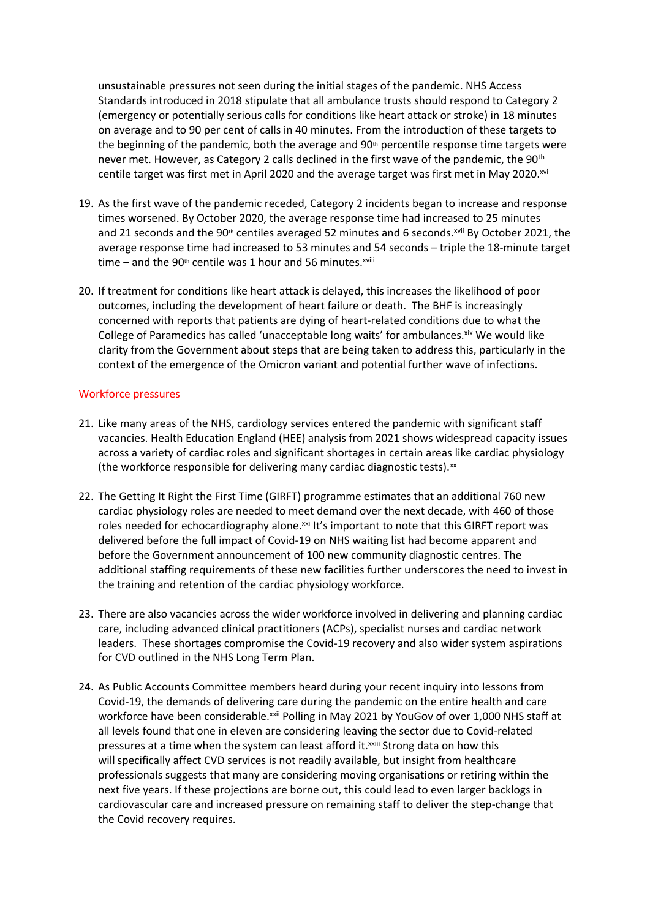unsustainable pressures not seen during the initial stages of the pandemic. NHS Access Standards introduced in 2018 stipulate that all ambulance trusts should respond to Category 2 (emergency or potentially serious calls for conditions like heart attack or stroke) in 18 minutes on average and to 90 per cent of calls in 40 minutes. From the introduction of these targets to the beginning of the pandemic, both the average and 90th percentile response time targets were never met. However, as Category 2 calls declined in the first wave of the pandemic, the 90th centile target was first met in April 2020 and the average target was first met in May 2020.[xvi]

19. As the first wave of the pandemic receded, Category 2 incidents began to increase and response times worsened. By October 2020, the average response time had increased to 25 minutes and 21 seconds and the 90th centiles averaged 52 minutes and 6 seconds.[xvii] By October 2021, the average response time had increased to 53 minutes and 54 seconds – triple the 18-minute target time – and the 90th centile was 1 hour and 56 minutes.[xviii]

20. If treatment for conditions like heart attack is delayed, this increases the likelihood of poor outcomes, including the development of heart failure or death. The BHF is increasingly concerned with reports that patients are dying of heart-related conditions due to what the College of Paramedics has called 'unacceptable long waits' for ambulances.[xix] We would like clarity from the Government about steps that are being taken to address this, particularly in the context of the emergence of the Omicron variant and potential further wave of infections.

## Workforce pressures

21. Like many areas of the NHS, cardiology services entered the pandemic with significant staff vacancies. Health Education England (HEE) analysis from 2021 shows widespread capacity issues across a variety of cardiac roles and significant shortages in certain areas like cardiac physiology (the workforce responsible for delivering many cardiac diagnostic tests).[xx]

22. The Getting It Right the First Time (GIRFT) programme estimates that an additional 760 new cardiac physiology roles are needed to meet demand over the next decade, with 460 of those roles needed for echocardiography alone.[xxi] It's important to note that this GIRFT report was delivered before the full impact of Covid-19 on NHS waiting list had become apparent and before the Government announcement of 100 new community diagnostic centres. The additional staffing requirements of these new facilities further underscores the need to invest in the training and retention of the cardiac physiology workforce.

23. There are also vacancies across the wider workforce involved in delivering and planning cardiac care, including advanced clinical practitioners (ACPs), specialist nurses and cardiac network leaders. These shortages compromise the Covid-19 recovery and also wider system aspirations for CVD outlined in the NHS Long Term Plan.

24. As Public Accounts Committee members heard during your recent inquiry into lessons from Covid-19, the demands of delivering care during the pandemic on the entire health and care workforce have been considerable.[xxii] Polling in May 2021 by YouGov of over 1,000 NHS staff at all levels found that one in eleven are considering leaving the sector due to Covid-related pressures at a time when the system can least afford it.[xxiii] Strong data on how this will specifically affect CVD services is not readily available, but insight from healthcare professionals suggests that many are considering moving organisations or retiring within the next five years. If these projections are borne out, this could lead to even larger backlogs in cardiovascular care and increased pressure on remaining staff to deliver the step-change that the Covid recovery requires.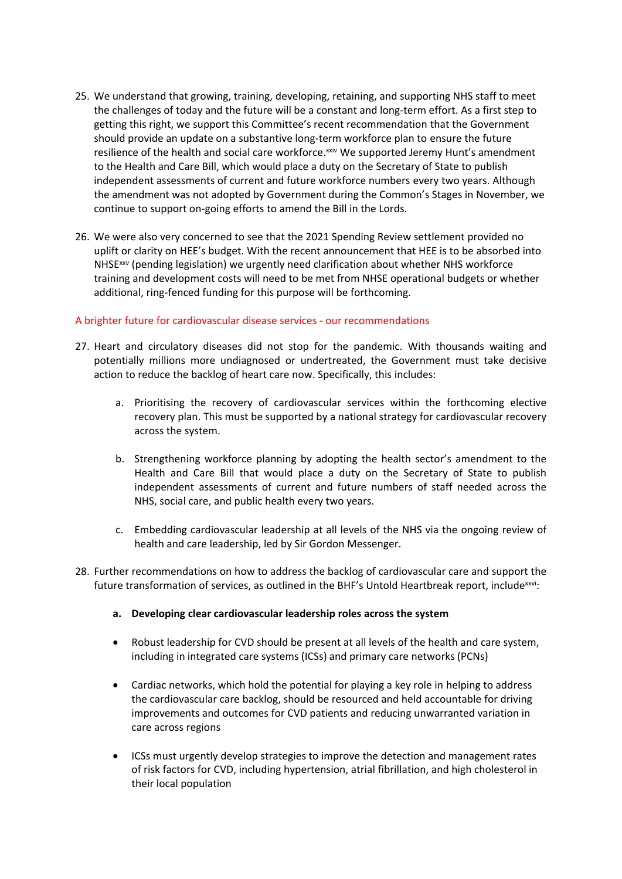25. We understand that growing, training, developing, retaining, and supporting NHS staff to meet the challenges of today and the future will be a constant and long-term effort. As a first step to getting this right, we support this Committee's recent recommendation that the Government should provide an update on a substantive long-term workforce plan to ensure the future resilience of the health and social care workforce.[xxiv] We supported Jeremy Hunt's amendment to the Health and Care Bill, which would place a duty on the Secretary of State to publish independent assessments of current and future workforce numbers every two years. Although the amendment was not adopted by Government during the Common's Stages in November, we continue to support on-going efforts to amend the Bill in the Lords.

26. We were also very concerned to see that the 2021 Spending Review settlement provided no uplift or clarity on HEE's budget. With the recent announcement that HEE is to be absorbed into NHSE[xxv] (pending legislation) we urgently need clarification about whether NHS workforce training and development costs will need to be met from NHSE operational budgets or whether additional, ring-fenced funding for this purpose will be forthcoming.

## A brighter future for cardiovascular disease services - our recommendations

27. Heart and circulatory diseases did not stop for the pandemic. With thousands waiting and potentially millions more undiagnosed or undertreated, the Government must take decisive action to reduce the backlog of heart care now. Specifically, this includes:

    a. Prioritising the recovery of cardiovascular services within the forthcoming elective recovery plan. This must be supported by a national strategy for cardiovascular recovery across the system.

    b. Strengthening workforce planning by adopting the health sector's amendment to the Health and Care Bill that would place a duty on the Secretary of State to publish independent assessments of current and future numbers of staff needed across the NHS, social care, and public health every two years.

    c. Embedding cardiovascular leadership at all levels of the NHS via the ongoing review of health and care leadership, led by Sir Gordon Messenger.

28. Further recommendations on how to address the backlog of cardiovascular care and support the future transformation of services, as outlined in the BHF's Untold Heartbreak report, include[xxvi]:

    **a. Developing clear cardiovascular leadership roles across the system**

    - Robust leadership for CVD should be present at all levels of the health and care system, including in integrated care systems (ICSs) and primary care networks (PCNs)

    - Cardiac networks, which hold the potential for playing a key role in helping to address the cardiovascular care backlog, should be resourced and held accountable for driving improvements and outcomes for CVD patients and reducing unwarranted variation in care across regions

    - ICSs must urgently develop strategies to improve the detection and management rates of risk factors for CVD, including hypertension, atrial fibrillation, and high cholesterol in their local population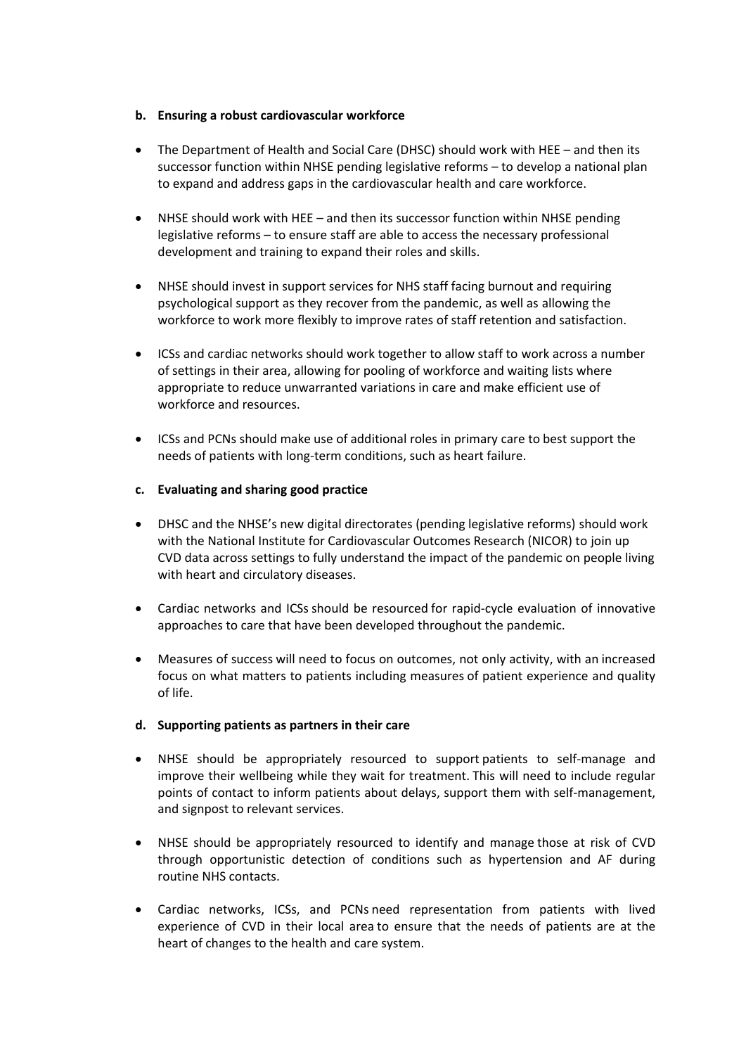**b. Ensuring a robust cardiovascular workforce**

- The Department of Health and Social Care (DHSC) should work with HEE – and then its successor function within NHSE pending legislative reforms – to develop a national plan to expand and address gaps in the cardiovascular health and care workforce.

- NHSE should work with HEE – and then its successor function within NHSE pending legislative reforms – to ensure staff are able to access the necessary professional development and training to expand their roles and skills.

- NHSE should invest in support services for NHS staff facing burnout and requiring psychological support as they recover from the pandemic, as well as allowing the workforce to work more flexibly to improve rates of staff retention and satisfaction.

- ICSs and cardiac networks should work together to allow staff to work across a number of settings in their area, allowing for pooling of workforce and waiting lists where appropriate to reduce unwarranted variations in care and make efficient use of workforce and resources.

- ICSs and PCNs should make use of additional roles in primary care to best support the needs of patients with long-term conditions, such as heart failure.

**c. Evaluating and sharing good practice**

- DHSC and the NHSE's new digital directorates (pending legislative reforms) should work with the National Institute for Cardiovascular Outcomes Research (NICOR) to join up CVD data across settings to fully understand the impact of the pandemic on people living with heart and circulatory diseases.

- Cardiac networks and ICSs should be resourced for rapid-cycle evaluation of innovative approaches to care that have been developed throughout the pandemic.

- Measures of success will need to focus on outcomes, not only activity, with an increased focus on what matters to patients including measures of patient experience and quality of life.

**d. Supporting patients as partners in their care**

- NHSE should be appropriately resourced to support patients to self-manage and improve their wellbeing while they wait for treatment. This will need to include regular points of contact to inform patients about delays, support them with self-management, and signpost to relevant services.

- NHSE should be appropriately resourced to identify and manage those at risk of CVD through opportunistic detection of conditions such as hypertension and AF during routine NHS contacts.

- Cardiac networks, ICSs, and PCNs need representation from patients with lived experience of CVD in their local area to ensure that the needs of patients are at the heart of changes to the health and care system.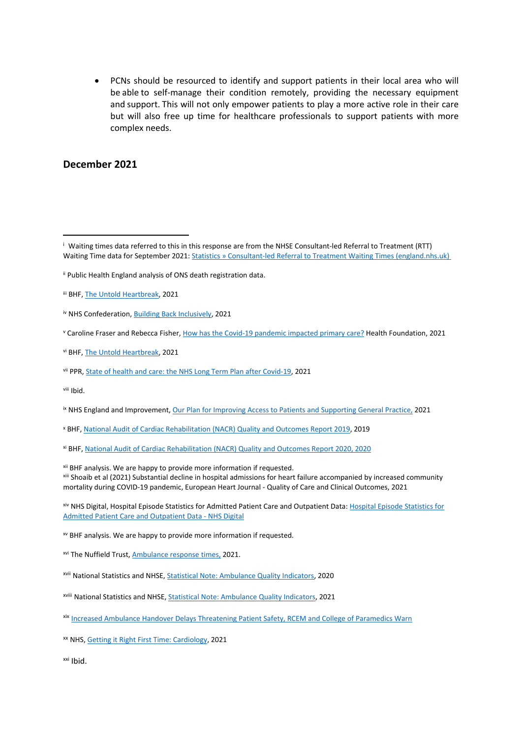- PCNs should be resourced to identify and support patients in their local area who will be able to self-manage their condition remotely, providing the necessary equipment and support. This will not only empower patients to play a more active role in their care but will also free up time for healthcare professionals to support patients with more complex needs.

**December 2021**

---

[i] Waiting times data referred to this in this response are from the NHSE Consultant-led Referral to Treatment (RTT) Waiting Time data for September 2021: [Statistics » Consultant-led Referral to Treatment Waiting Times (england.nhs.uk)]

[ii] Public Health England analysis of ONS death registration data.

[iii] BHF, [The Untold Heartbreak], 2021

[iv] NHS Confederation, [Building Back Inclusively], 2021

[v] Caroline Fraser and Rebecca Fisher, [How has the Covid-19 pandemic impacted primary care?] Health Foundation, 2021

[vi] BHF, [The Untold Heartbreak], 2021

[vii] PPR, [State of health and care: the NHS Long Term Plan after Covid-19], 2021

[viii] Ibid.

[ix] NHS England and Improvement, [Our Plan for Improving Access to Patients and Supporting General Practice,] 2021

[x] BHF, [National Audit of Cardiac Rehabilitation (NACR) Quality and Outcomes Report 2019], 2019

[xi] BHF, [National Audit of Cardiac Rehabilitation (NACR) Quality and Outcomes Report 2020, 2020]

[xii] BHF analysis. We are happy to provide more information if requested.

[xiii] Shoaib et al (2021) Substantial decline in hospital admissions for heart failure accompanied by increased community mortality during COVID-19 pandemic, European Heart Journal - Quality of Care and Clinical Outcomes, 2021

[xiv] NHS Digital, Hospital Episode Statistics for Admitted Patient Care and Outpatient Data: [Hospital Episode Statistics for Admitted Patient Care and Outpatient Data - NHS Digital]

[xv] BHF analysis. We are happy to provide more information if requested.

[xvi] The Nuffield Trust, [Ambulance response times,] 2021.

[xvii] National Statistics and NHSE, [Statistical Note: Ambulance Quality Indicators], 2020

[xviii] National Statistics and NHSE, [Statistical Note: Ambulance Quality Indicators], 2021

[xix] [Increased Ambulance Handover Delays Threatening Patient Safety, RCEM and College of Paramedics Warn]

[xx] NHS, [Getting it Right First Time: Cardiology], 2021

[xxi] Ibid.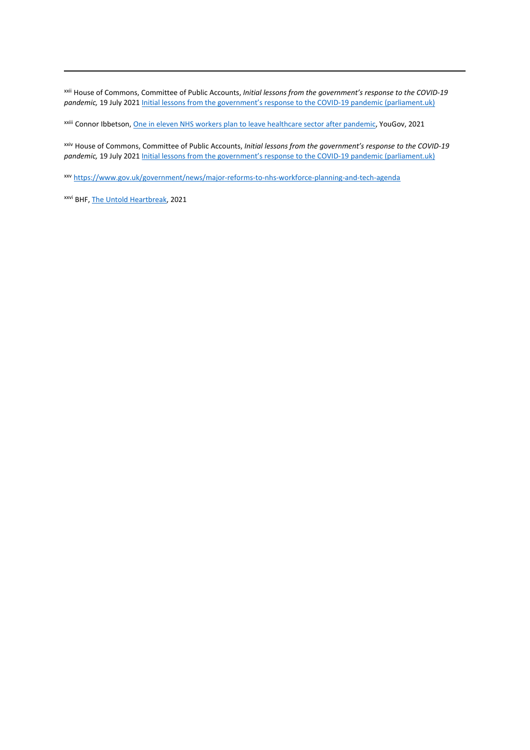[xxii] House of Commons, Committee of Public Accounts, *Initial lessons from the government's response to the COVID-19 pandemic,* 19 July 2021 [Initial lessons from the government's response to the COVID-19 pandemic (parliament.uk)]

[xxiii] Connor Ibbetson, [One in eleven NHS workers plan to leave healthcare sector after pandemic], YouGov, 2021

[xxiv] House of Commons, Committee of Public Accounts, *Initial lessons from the government's response to the COVID-19 pandemic,* 19 July 2021 [Initial lessons from the government's response to the COVID-19 pandemic (parliament.uk)]

[xxv] https://www.gov.uk/government/news/major-reforms-to-nhs-workforce-planning-and-tech-agenda

[xxvi] BHF, [The Untold Heartbreak], 2021